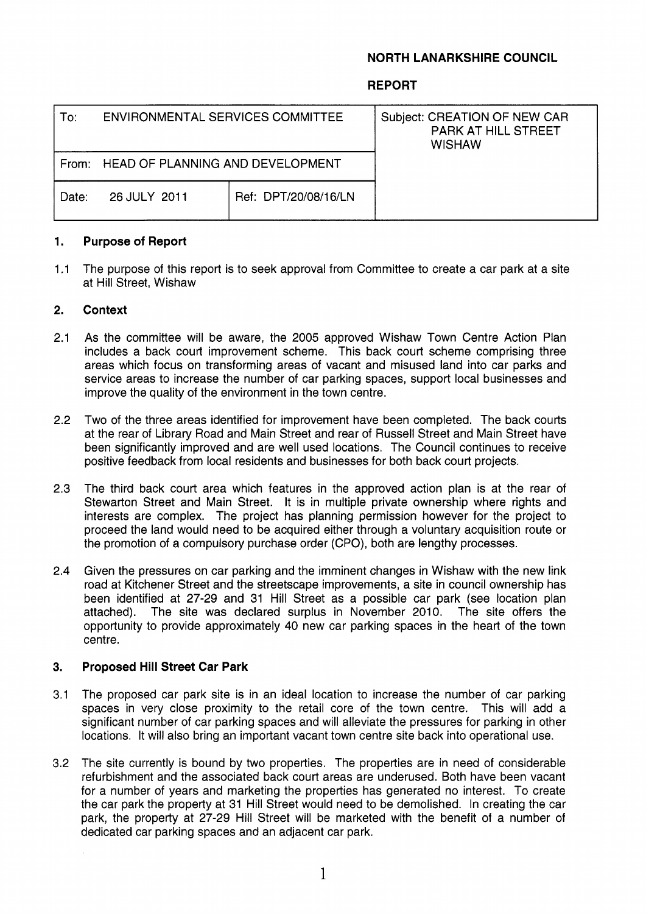**NORTH LANARKSHIRE COUNCIL**

**REPORT**

| To: ENVIRONMENTAL SERVICES COMMITTEE | | Subject: CREATION OF NEW CAR PARK AT HILL STREET WISHAW |
|---|---|---|
| From: HEAD OF PLANNING AND DEVELOPMENT | | |
| Date: 26 JULY 2011 | Ref: DPT/20/08/16/LN | |

## 1. Purpose of Report

1.1 The purpose of this report is to seek approval from Committee to create a car park at a site at Hill Street, Wishaw

## 2. Context

2.1 As the committee will be aware, the 2005 approved Wishaw Town Centre Action Plan includes a back court improvement scheme. This back court scheme comprising three areas which focus on transforming areas of vacant and misused land into car parks and service areas to increase the number of car parking spaces, support local businesses and improve the quality of the environment in the town centre.

2.2 Two of the three areas identified for improvement have been completed. The back courts at the rear of Library Road and Main Street and rear of Russell Street and Main Street have been significantly improved and are well used locations. The Council continues to receive positive feedback from local residents and businesses for both back court projects.

2.3 The third back court area which features in the approved action plan is at the rear of Stewarton Street and Main Street. It is in multiple private ownership where rights and interests are complex. The project has planning permission however for the project to proceed the land would need to be acquired either through a voluntary acquisition route or the promotion of a compulsory purchase order (CPO), both are lengthy processes.

2.4 Given the pressures on car parking and the imminent changes in Wishaw with the new link road at Kitchener Street and the streetscape improvements, a site in council ownership has been identified at 27-29 and 31 Hill Street as a possible car park (see location plan attached). The site was declared surplus in November 2010. The site offers the opportunity to provide approximately 40 new car parking spaces in the heart of the town centre.

## 3. Proposed Hill Street Car Park

3.1 The proposed car park site is in an ideal location to increase the number of car parking spaces in very close proximity to the retail core of the town centre. This will add a significant number of car parking spaces and will alleviate the pressures for parking in other locations. It will also bring an important vacant town centre site back into operational use.

3.2 The site currently is bound by two properties. The properties are in need of considerable refurbishment and the associated back court areas are underused. Both have been vacant for a number of years and marketing the properties has generated no interest. To create the car park the property at 31 Hill Street would need to be demolished. In creating the car park, the property at 27-29 Hill Street will be marketed with the benefit of a number of dedicated car parking spaces and an adjacent car park.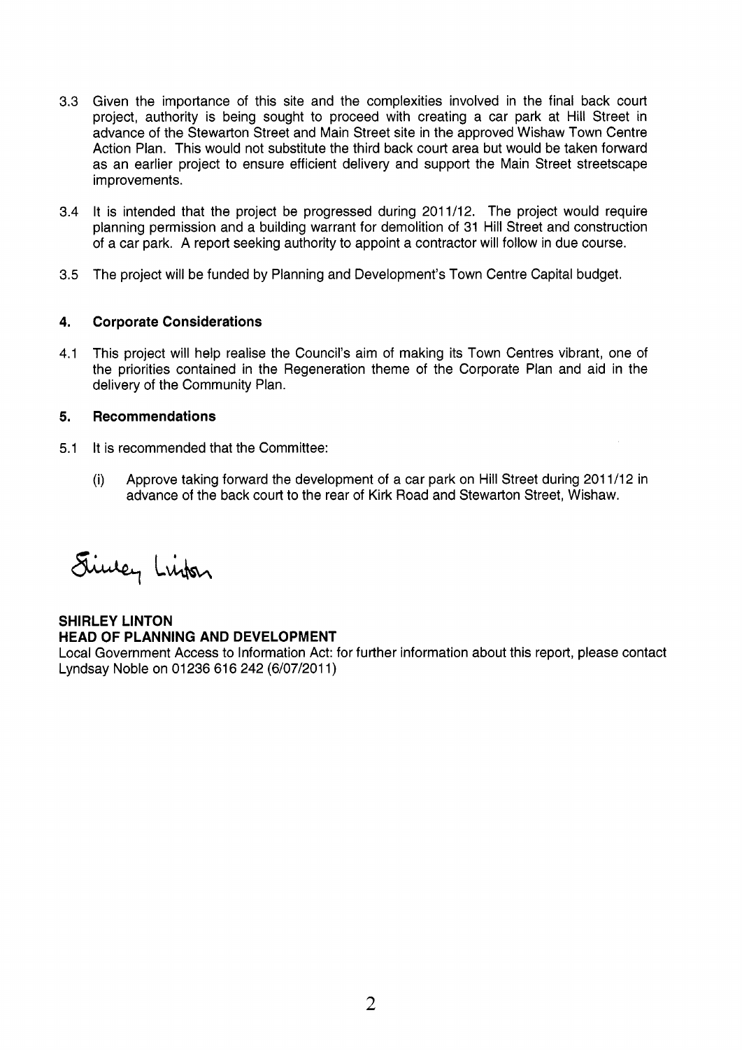3.3 Given the importance of this site and the complexities involved in the final back court project, authority is being sought to proceed with creating a car park at Hill Street in advance of the Stewarton Street and Main Street site in the approved Wishaw Town Centre Action Plan. This would not substitute the third back court area but would be taken forward as an earlier project to ensure efficient delivery and support the Main Street streetscape improvements.

3.4 It is intended that the project be progressed during 2011/12. The project would require planning permission and a building warrant for demolition of 31 Hill Street and construction of a car park. A report seeking authority to appoint a contractor will follow in due course.

3.5 The project will be funded by Planning and Development's Town Centre Capital budget.

## 4. Corporate Considerations

4.1 This project will help realise the Council's aim of making its Town Centres vibrant, one of the priorities contained in the Regeneration theme of the Corporate Plan and aid in the delivery of the Community Plan.

## 5. Recommendations

5.1 It is recommended that the Committee:

(i) Approve taking forward the development of a car park on Hill Street during 2011/12 in advance of the back court to the rear of Kirk Road and Stewarton Street, Wishaw.

Shirley Linton

**SHIRLEY LINTON**
**HEAD OF PLANNING AND DEVELOPMENT**
Local Government Access to Information Act: for further information about this report, please contact Lyndsay Noble on 01236 616 242 (6/07/2011)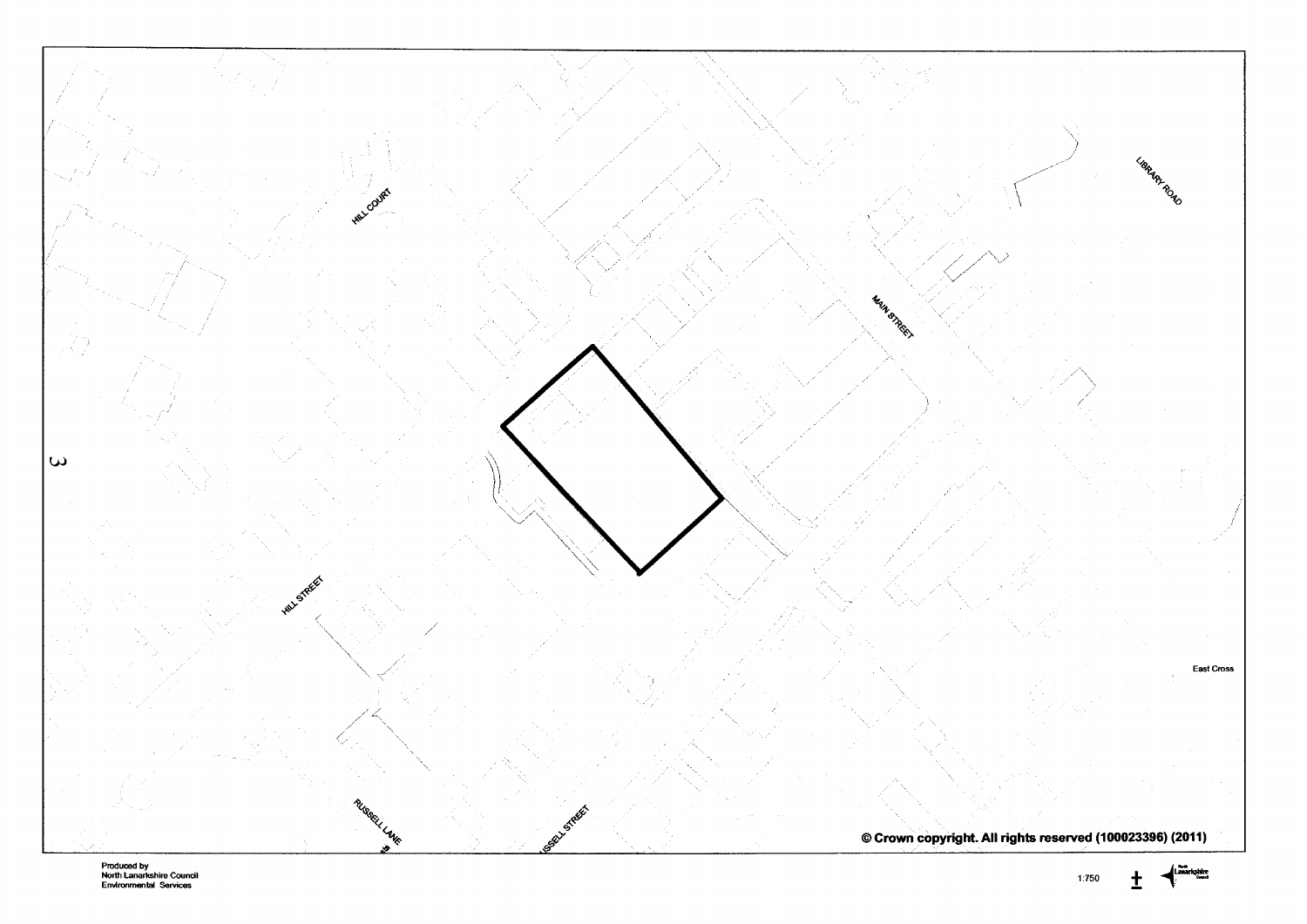HILL COURT

LIBRARY ROAD

MAIN STREET

HILL STREET

East Cross

RUSSELL LANE

USSELL STREET

© Crown copyright. All rights reserved (100023396) (2011)

Produced by
North Lanarkshire Council
Environmental Services

1:750